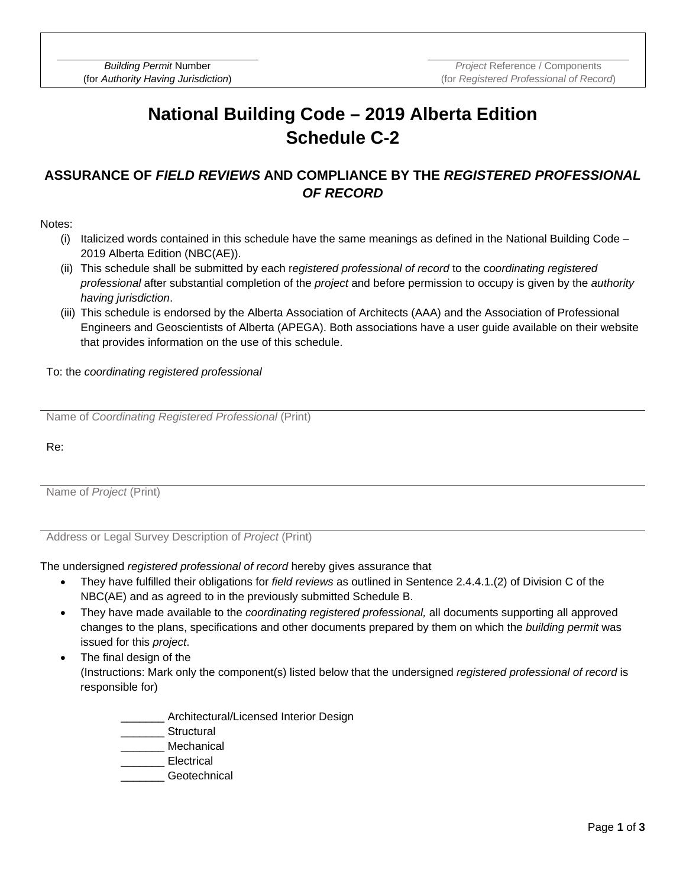Building Permit Number
(for Authority Having Jurisdiction)

Project Reference / Components
(for Registered Professional of Record)

# National Building Code – 2019 Alberta Edition
# Schedule C-2

## ASSURANCE OF *FIELD REVIEWS* AND COMPLIANCE BY THE *REGISTERED PROFESSIONAL OF RECORD*

Notes:

(i) Italicized words contained in this schedule have the same meanings as defined in the National Building Code – 2019 Alberta Edition (NBC(AE)).

(ii) This schedule shall be submitted by each *registered professional of record* to the *coordinating registered professional* after substantial completion of the *project* and before permission to occupy is given by the *authority having jurisdiction*.

(iii) This schedule is endorsed by the Alberta Association of Architects (AAA) and the Association of Professional Engineers and Geoscientists of Alberta (APEGA). Both associations have a user guide available on their website that provides information on the use of this schedule.

To: the *coordinating registered professional*

Name of *Coordinating Registered Professional* (Print)

Re:

Name of *Project* (Print)

Address or Legal Survey Description of *Project* (Print)

The undersigned *registered professional of record* hereby gives assurance that

- They have fulfilled their obligations for *field reviews* as outlined in Sentence 2.4.4.1.(2) of Division C of the NBC(AE) and as agreed to in the previously submitted Schedule B.
- They have made available to the *coordinating registered professional,* all documents supporting all approved changes to the plans, specifications and other documents prepared by them on which the *building permit* was issued for this *project*.
- The final design of the
  (Instructions: Mark only the component(s) listed below that the undersigned *registered professional of record* is responsible for)

  _______ Architectural/Licensed Interior Design
  _______ Structural
  _______ Mechanical
  _______ Electrical
  _______ Geotechnical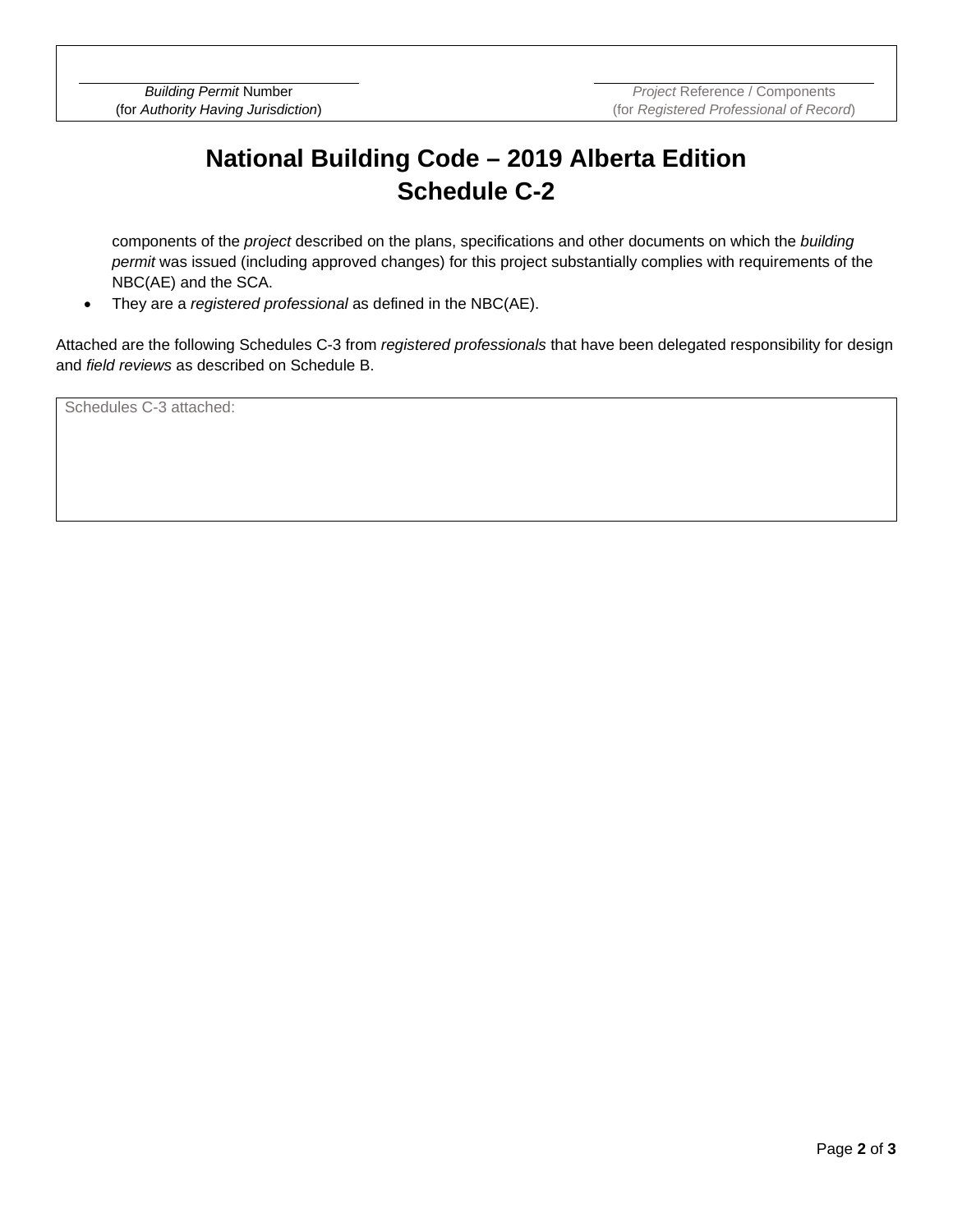| _________________________ | _________________________ |
|---|---|
| *Building Permit* Number (for *Authority Having Jurisdiction*) | *Project* Reference / Components (for *Registered Professional of Record*) |

# National Building Code – 2019 Alberta Edition
# Schedule C-2

components of the *project* described on the plans, specifications and other documents on which the *building permit* was issued (including approved changes) for this project substantially complies with requirements of the NBC(AE) and the SCA.

- They are a *registered professional* as defined in the NBC(AE).

Attached are the following Schedules C-3 from *registered professionals* that have been delegated responsibility for design and *field reviews* as described on Schedule B.

| Schedules C-3 attached: |
|---|
| |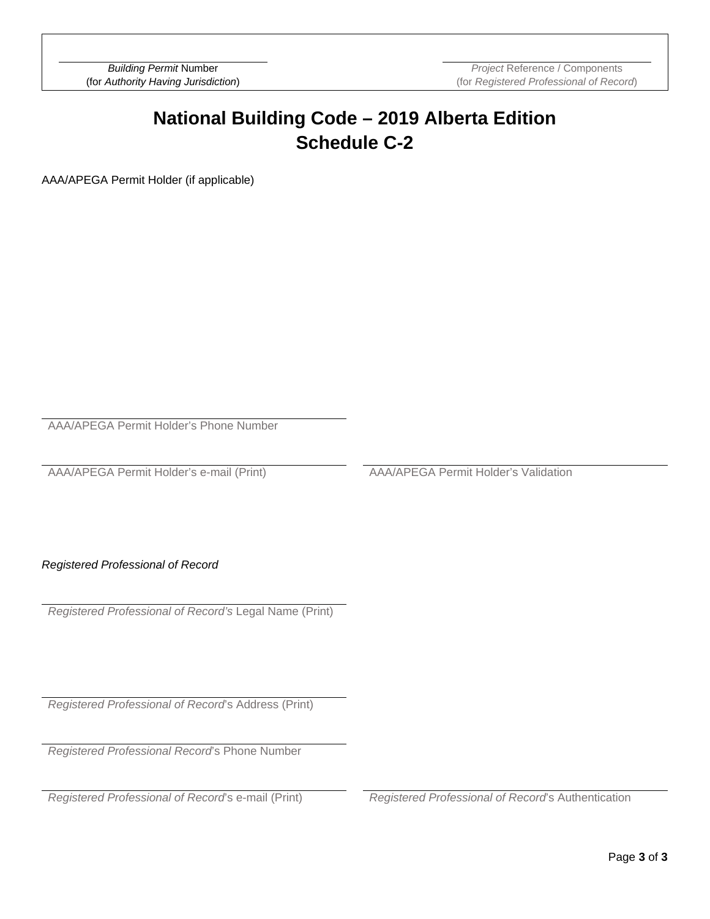*Building Permit* Number
(for *Authority Having Jurisdiction*)

*Project* Reference / Components
(for *Registered Professional of Record*)

# National Building Code – 2019 Alberta Edition
# Schedule C-2

AAA/APEGA Permit Holder (if applicable)

AAA/APEGA Permit Holder's Phone Number

AAA/APEGA Permit Holder's e-mail (Print)

AAA/APEGA Permit Holder's Validation

*Registered Professional of Record*

*Registered Professional of Record's* Legal Name (Print)

*Registered Professional of Record*'s Address (Print)

*Registered Professional Record*'s Phone Number

*Registered Professional of Record*'s e-mail (Print)

*Registered Professional of Record*'s Authentication